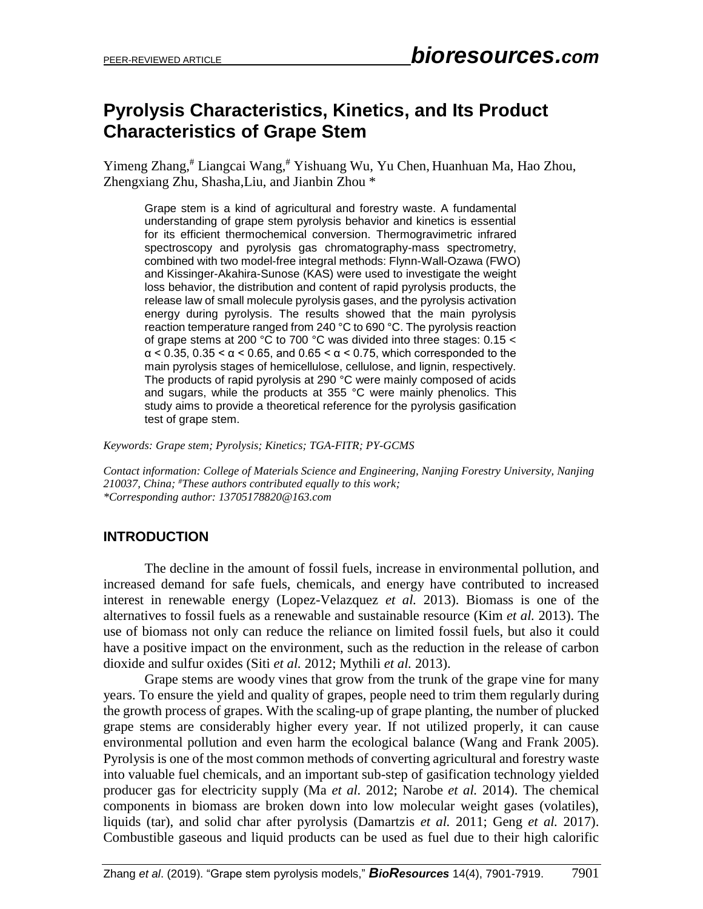# Pyrolysis Characteristics, Kinetics, and Its Product Characteristics of Grape Stem

Yimeng Zhang,[#] Liangcai Wang,[#] Yishuang Wu, Yu Chen, Huanhuan Ma, Hao Zhou, Zhengxiang Zhu, Shasha,Liu, and Jianbin Zhou *

Grape stem is a kind of agricultural and forestry waste. A fundamental understanding of grape stem pyrolysis behavior and kinetics is essential for its efficient thermochemical conversion. Thermogravimetric infrared spectroscopy and pyrolysis gas chromatography-mass spectrometry, combined with two model-free integral methods: Flynn-Wall-Ozawa (FWO) and Kissinger-Akahira-Sunose (KAS) were used to investigate the weight loss behavior, the distribution and content of rapid pyrolysis products, the release law of small molecule pyrolysis gases, and the pyrolysis activation energy during pyrolysis. The results showed that the main pyrolysis reaction temperature ranged from 240 °C to 690 °C. The pyrolysis reaction of grape stems at 200 °C to 700 °C was divided into three stages: $0.15 < \alpha < 0.35$, $0.35 < \alpha < 0.65$, and $0.65 < \alpha < 0.75$, which corresponded to the main pyrolysis stages of hemicellulose, cellulose, and lignin, respectively. The products of rapid pyrolysis at 290 °C were mainly composed of acids and sugars, while the products at 355 °C were mainly phenolics. This study aims to provide a theoretical reference for the pyrolysis gasification test of grape stem.

*Keywords: Grape stem; Pyrolysis; Kinetics; TGA-FITR; PY-GCMS*

*Contact information: College of Materials Science and Engineering, Nanjing Forestry University, Nanjing 210037, China; [#]These authors contributed equally to this work;*
*\*Corresponding author: 13705178820@163.com*

## INTRODUCTION

The decline in the amount of fossil fuels, increase in environmental pollution, and increased demand for safe fuels, chemicals, and energy have contributed to increased interest in renewable energy (Lopez-Velazquez *et al.* 2013). Biomass is one of the alternatives to fossil fuels as a renewable and sustainable resource (Kim *et al.* 2013). The use of biomass not only can reduce the reliance on limited fossil fuels, but also it could have a positive impact on the environment, such as the reduction in the release of carbon dioxide and sulfur oxides (Siti *et al.* 2012; Mythili *et al.* 2013).

Grape stems are woody vines that grow from the trunk of the grape vine for many years. To ensure the yield and quality of grapes, people need to trim them regularly during the growth process of grapes. With the scaling-up of grape planting, the number of plucked grape stems are considerably higher every year. If not utilized properly, it can cause environmental pollution and even harm the ecological balance (Wang and Frank 2005). Pyrolysis is one of the most common methods of converting agricultural and forestry waste into valuable fuel chemicals, and an important sub-step of gasification technology yielded producer gas for electricity supply (Ma *et al.* 2012; Narobe *et al.* 2014). The chemical components in biomass are broken down into low molecular weight gases (volatiles), liquids (tar), and solid char after pyrolysis (Damartzis *et al.* 2011; Geng *et al.* 2017). Combustible gaseous and liquid products can be used as fuel due to their high calorific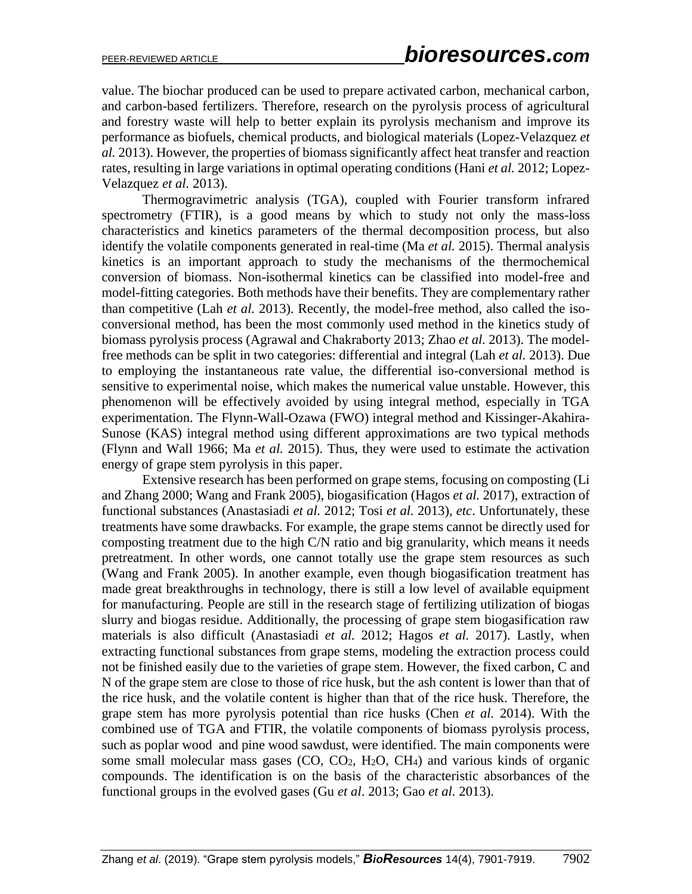value. The biochar produced can be used to prepare activated carbon, mechanical carbon, and carbon-based fertilizers. Therefore, research on the pyrolysis process of agricultural and forestry waste will help to better explain its pyrolysis mechanism and improve its performance as biofuels, chemical products, and biological materials (Lopez-Velazquez *et al.* 2013). However, the properties of biomass significantly affect heat transfer and reaction rates, resulting in large variations in optimal operating conditions (Hani *et al.* 2012; Lopez-Velazquez *et al.* 2013).

Thermogravimetric analysis (TGA), coupled with Fourier transform infrared spectrometry (FTIR), is a good means by which to study not only the mass-loss characteristics and kinetics parameters of the thermal decomposition process, but also identify the volatile components generated in real-time (Ma *et al.* 2015). Thermal analysis kinetics is an important approach to study the mechanisms of the thermochemical conversion of biomass. Non-isothermal kinetics can be classified into model-free and model-fitting categories. Both methods have their benefits. They are complementary rather than competitive (Lah *et al.* 2013). Recently, the model-free method, also called the iso-conversional method, has been the most commonly used method in the kinetics study of biomass pyrolysis process (Agrawal and Chakraborty 2013; Zhao *et al.* 2013). The model-free methods can be split in two categories: differential and integral (Lah *et al.* 2013). Due to employing the instantaneous rate value, the differential iso-conversional method is sensitive to experimental noise, which makes the numerical value unstable. However, this phenomenon will be effectively avoided by using integral method, especially in TGA experimentation. The Flynn-Wall-Ozawa (FWO) integral method and Kissinger-Akahira-Sunose (KAS) integral method using different approximations are two typical methods (Flynn and Wall 1966; Ma *et al.* 2015). Thus, they were used to estimate the activation energy of grape stem pyrolysis in this paper.

Extensive research has been performed on grape stems, focusing on composting (Li and Zhang 2000; Wang and Frank 2005), biogasification (Hagos *et al.* 2017), extraction of functional substances (Anastasiadi *et al.* 2012; Tosi *et al.* 2013), *etc*. Unfortunately, these treatments have some drawbacks. For example, the grape stems cannot be directly used for composting treatment due to the high C/N ratio and big granularity, which means it needs pretreatment. In other words, one cannot totally use the grape stem resources as such (Wang and Frank 2005). In another example, even though biogasification treatment has made great breakthroughs in technology, there is still a low level of available equipment for manufacturing. People are still in the research stage of fertilizing utilization of biogas slurry and biogas residue. Additionally, the processing of grape stem biogasification raw materials is also difficult (Anastasiadi *et al.* 2012; Hagos *et al.* 2017). Lastly, when extracting functional substances from grape stems, modeling the extraction process could not be finished easily due to the varieties of grape stem. However, the fixed carbon, C and N of the grape stem are close to those of rice husk, but the ash content is lower than that of the rice husk, and the volatile content is higher than that of the rice husk. Therefore, the grape stem has more pyrolysis potential than rice husks (Chen *et al.* 2014). With the combined use of TGA and FTIR, the volatile components of biomass pyrolysis process, such as poplar wood and pine wood sawdust, were identified. The main components were some small molecular mass gases ($CO$, $CO_2$, $H_2O$, $CH_4$) and various kinds of organic compounds. The identification is on the basis of the characteristic absorbances of the functional groups in the evolved gases (Gu *et al*. 2013; Gao *et al.* 2013).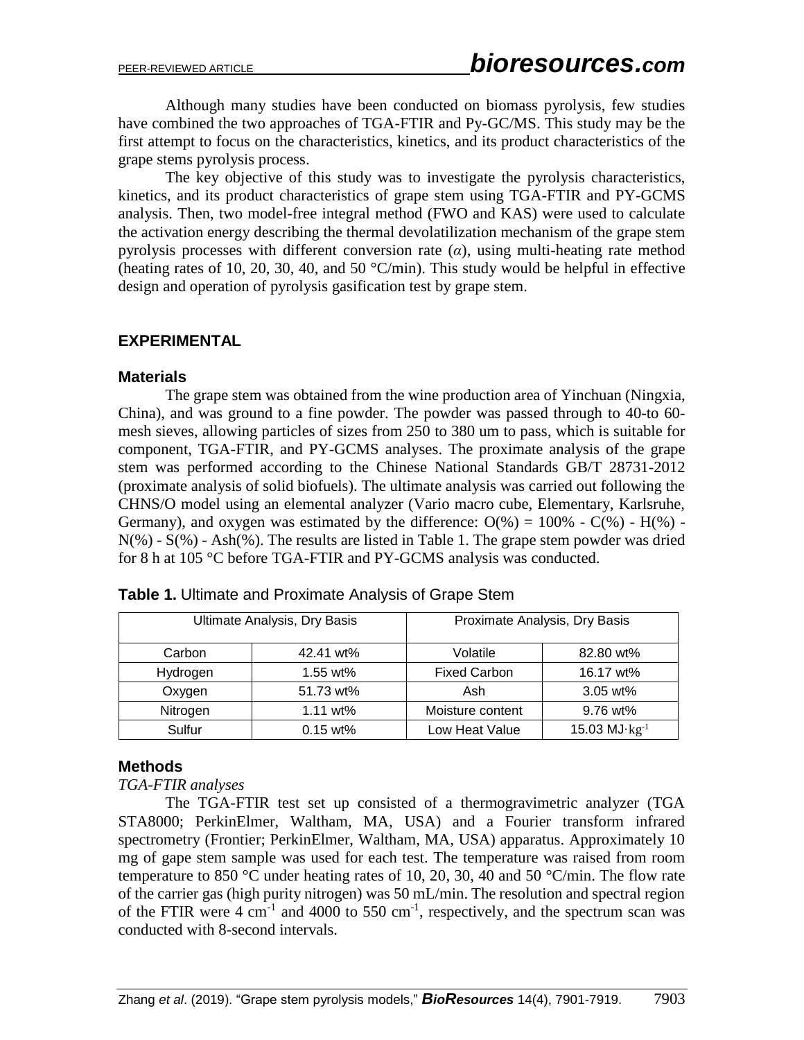Although many studies have been conducted on biomass pyrolysis, few studies have combined the two approaches of TGA-FTIR and Py-GC/MS. This study may be the first attempt to focus on the characteristics, kinetics, and its product characteristics of the grape stems pyrolysis process.

The key objective of this study was to investigate the pyrolysis characteristics, kinetics, and its product characteristics of grape stem using TGA-FTIR and PY-GCMS analysis. Then, two model-free integral method (FWO and KAS) were used to calculate the activation energy describing the thermal devolatilization mechanism of the grape stem pyrolysis processes with different conversion rate ($\alpha$), using multi-heating rate method (heating rates of 10, 20, 30, 40, and 50 °C/min). This study would be helpful in effective design and operation of pyrolysis gasification test by grape stem.

## EXPERIMENTAL

### Materials

The grape stem was obtained from the wine production area of Yinchuan (Ningxia, China), and was ground to a fine powder. The powder was passed through to 40-to 60-mesh sieves, allowing particles of sizes from 250 to 380 um to pass, which is suitable for component, TGA-FTIR, and PY-GCMS analyses. The proximate analysis of the grape stem was performed according to the Chinese National Standards GB/T 28731-2012 (proximate analysis of solid biofuels). The ultimate analysis was carried out following the CHNS/O model using an elemental analyzer (Vario macro cube, Elementary, Karlsruhe, Germany), and oxygen was estimated by the difference: O(%) = 100% - C(%) - H(%) - N(%) - S(%) - Ash(%). The results are listed in Table 1. The grape stem powder was dried for 8 h at 105 °C before TGA-FTIR and PY-GCMS analysis was conducted.

**Table 1.** Ultimate and Proximate Analysis of Grape Stem

| Ultimate Analysis, Dry Basis | | Proximate Analysis, Dry Basis | |
|---|---|---|---|
| Carbon | 42.41 wt% | Volatile | 82.80 wt% |
| Hydrogen | 1.55 wt% | Fixed Carbon | 16.17 wt% |
| Oxygen | 51.73 wt% | Ash | 3.05 wt% |
| Nitrogen | 1.11 wt% | Moisture content | 9.76 wt% |
| Sulfur | 0.15 wt% | Low Heat Value | 15.03 MJ·kg$^{-1}$ |

### Methods

*TGA-FTIR analyses*

The TGA-FTIR test set up consisted of a thermogravimetric analyzer (TGA STA8000; PerkinElmer, Waltham, MA, USA) and a Fourier transform infrared spectrometry (Frontier; PerkinElmer, Waltham, MA, USA) apparatus. Approximately 10 mg of gape stem sample was used for each test. The temperature was raised from room temperature to 850 °C under heating rates of 10, 20, 30, 40 and 50 °C/min. The flow rate of the carrier gas (high purity nitrogen) was 50 mL/min. The resolution and spectral region of the FTIR were 4 cm$^{-1}$ and 4000 to 550 cm$^{-1}$, respectively, and the spectrum scan was conducted with 8-second intervals.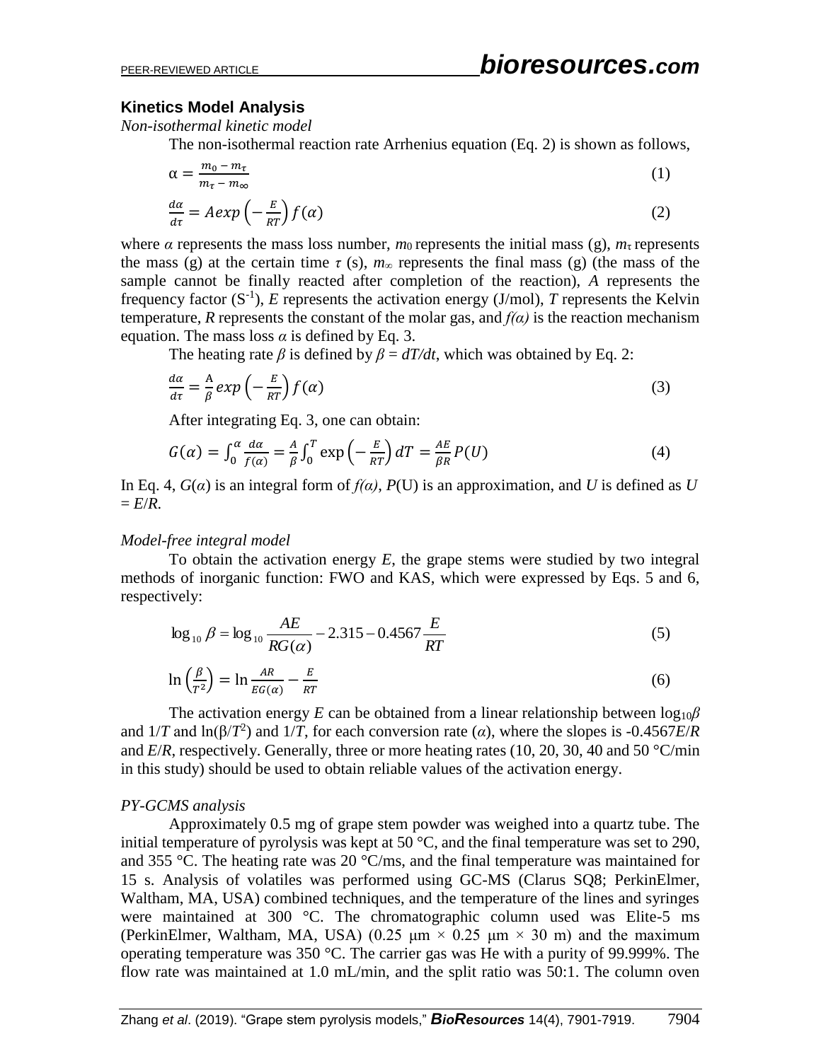### Kinetics Model Analysis

*Non-isothermal kinetic model*

The non-isothermal reaction rate Arrhenius equation (Eq. 2) is shown as follows,

$$\alpha = \frac{m_0 - m_\tau}{m_\tau - m_\infty} \tag{1}$$

$$\frac{d\alpha}{d\tau} = Aexp\left(-\frac{E}{RT}\right) f(\alpha) \tag{2}$$

where $\alpha$ represents the mass loss number, $m_0$ represents the initial mass (g), $m_\tau$ represents the mass (g) at the certain time $\tau$ (s), $m_\infty$ represents the final mass (g) (the mass of the sample cannot be finally reacted after completion of the reaction), $A$ represents the frequency factor ($S^{-1}$), $E$ represents the activation energy (J/mol), $T$ represents the Kelvin temperature, $R$ represents the constant of the molar gas, and $f(\alpha)$ is the reaction mechanism equation. The mass loss $\alpha$ is defined by Eq. 3.

The heating rate $\beta$ is defined by $\beta = dT/dt$, which was obtained by Eq. 2:

$$\frac{d\alpha}{d\tau} = \frac{A}{\beta} exp\left(-\frac{E}{RT}\right) f(\alpha) \tag{3}$$

After integrating Eq. 3, one can obtain:

$$G(\alpha) = \int_0^\alpha \frac{d\alpha}{f(\alpha)} = \frac{A}{\beta}\int_0^T \exp\left(-\frac{E}{RT}\right) dT = \frac{AE}{\beta R} P(U) \tag{4}$$

In Eq. 4, $G(\alpha)$ is an integral form of $f(\alpha)$, $P(U)$ is an approximation, and $U$ is defined as $U = E/R$.

*Model-free integral model*

To obtain the activation energy $E$, the grape stems were studied by two integral methods of inorganic function: FWO and KAS, which were expressed by Eqs. 5 and 6, respectively:

$$\log_{10} \beta = \log_{10} \frac{AE}{RG(\alpha)} - 2.315 - 0.4567\frac{E}{RT} \tag{5}$$

$$\ln\left(\frac{\beta}{T^2}\right) = \ln\frac{AR}{EG(\alpha)} - \frac{E}{RT} \tag{6}$$

The activation energy $E$ can be obtained from a linear relationship between $\log_{10}\beta$ and $1/T$ and $\ln(\beta/T^2)$ and $1/T$, for each conversion rate ($\alpha$), where the slopes is $-0.4567E/R$ and $E/R$, respectively. Generally, three or more heating rates (10, 20, 30, 40 and 50 °C/min in this study) should be used to obtain reliable values of the activation energy.

*PY-GCMS analysis*

Approximately 0.5 mg of grape stem powder was weighed into a quartz tube. The initial temperature of pyrolysis was kept at 50 °C, and the final temperature was set to 290, and 355 °C. The heating rate was 20 °C/ms, and the final temperature was maintained for 15 s. Analysis of volatiles was performed using GC-MS (Clarus SQ8; PerkinElmer, Waltham, MA, USA) combined techniques, and the temperature of the lines and syringes were maintained at 300 °C. The chromatographic column used was Elite-5 ms (PerkinElmer, Waltham, MA, USA) (0.25 μm × 0.25 μm × 30 m) and the maximum operating temperature was 350 °C. The carrier gas was He with a purity of 99.999%. The flow rate was maintained at 1.0 mL/min, and the split ratio was 50:1. The column oven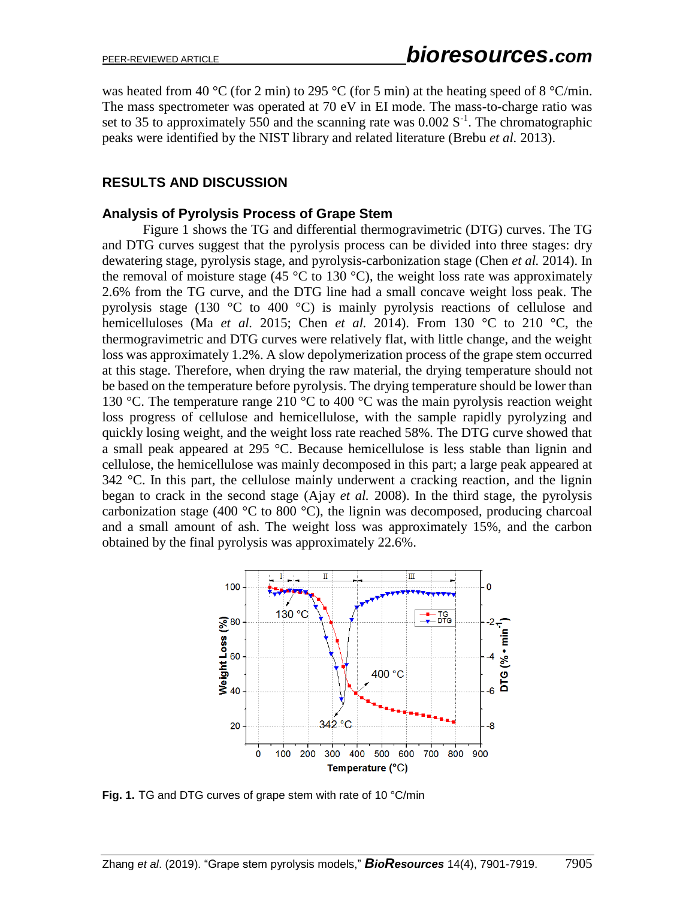was heated from 40 °C (for 2 min) to 295 °C (for 5 min) at the heating speed of 8 °C/min. The mass spectrometer was operated at 70 eV in EI mode. The mass-to-charge ratio was set to 35 to approximately 550 and the scanning rate was 0.002 $S^{-1}$. The chromatographic peaks were identified by the NIST library and related literature (Brebu *et al.* 2013).

## RESULTS AND DISCUSSION

### Analysis of Pyrolysis Process of Grape Stem

Figure 1 shows the TG and differential thermogravimetric (DTG) curves. The TG and DTG curves suggest that the pyrolysis process can be divided into three stages: dry dewatering stage, pyrolysis stage, and pyrolysis-carbonization stage (Chen *et al.* 2014). In the removal of moisture stage (45 °C to 130 °C), the weight loss rate was approximately 2.6% from the TG curve, and the DTG line had a small concave weight loss peak. The pyrolysis stage (130 °C to 400 °C) is mainly pyrolysis reactions of cellulose and hemicelluloses (Ma *et al.* 2015; Chen *et al.* 2014). From 130 °C to 210 °C, the thermogravimetric and DTG curves were relatively flat, with little change, and the weight loss was approximately 1.2%. A slow depolymerization process of the grape stem occurred at this stage. Therefore, when drying the raw material, the drying temperature should not be based on the temperature before pyrolysis. The drying temperature should be lower than 130 °C. The temperature range 210 °C to 400 °C was the main pyrolysis reaction weight loss progress of cellulose and hemicellulose, with the sample rapidly pyrolyzing and quickly losing weight, and the weight loss rate reached 58%. The DTG curve showed that a small peak appeared at 295 °C. Because hemicellulose is less stable than lignin and cellulose, the hemicellulose was mainly decomposed in this part; a large peak appeared at 342 °C. In this part, the cellulose mainly underwent a cracking reaction, and the lignin began to crack in the second stage (Ajay *et al.* 2008). In the third stage, the pyrolysis carbonization stage (400 °C to 800 °C), the lignin was decomposed, producing charcoal and a small amount of ash. The weight loss was approximately 15%, and the carbon obtained by the final pyrolysis was approximately 22.6%.

**Fig. 1.** TG and DTG curves of grape stem with rate of 10 °C/min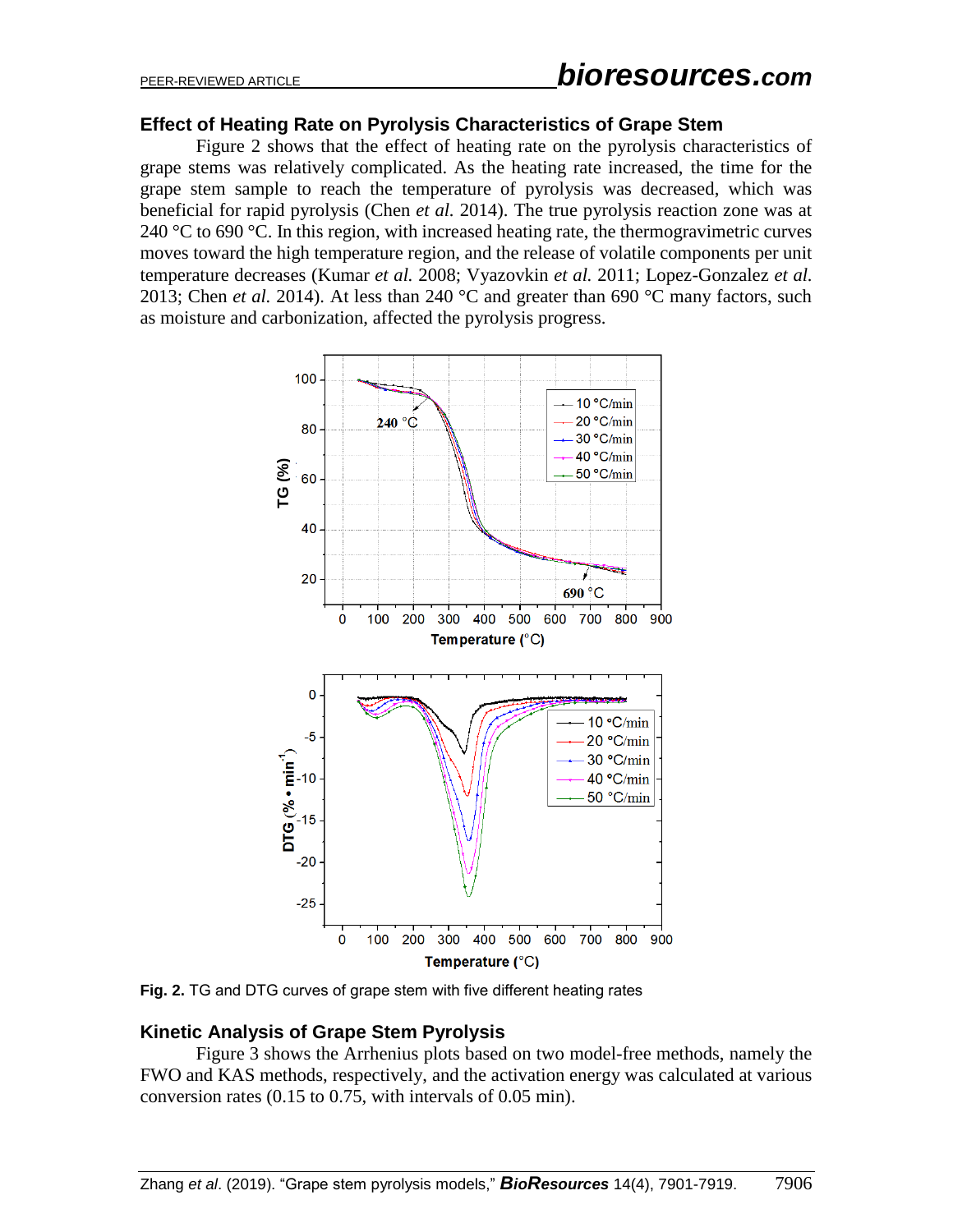### Effect of Heating Rate on Pyrolysis Characteristics of Grape Stem

Figure 2 shows that the effect of heating rate on the pyrolysis characteristics of grape stems was relatively complicated. As the heating rate increased, the time for the grape stem sample to reach the temperature of pyrolysis was decreased, which was beneficial for rapid pyrolysis (Chen *et al.* 2014). The true pyrolysis reaction zone was at 240 °C to 690 °C. In this region, with increased heating rate, the thermogravimetric curves moves toward the high temperature region, and the release of volatile components per unit temperature decreases (Kumar *et al.* 2008; Vyazovkin *et al.* 2011; Lopez-Gonzalez *et al.* 2013; Chen *et al.* 2014). At less than 240 °C and greater than 690 °C many factors, such as moisture and carbonization, affected the pyrolysis progress.

**Fig. 2.** TG and DTG curves of grape stem with five different heating rates

### Kinetic Analysis of Grape Stem Pyrolysis

Figure 3 shows the Arrhenius plots based on two model-free methods, namely the FWO and KAS methods, respectively, and the activation energy was calculated at various conversion rates (0.15 to 0.75, with intervals of 0.05 min).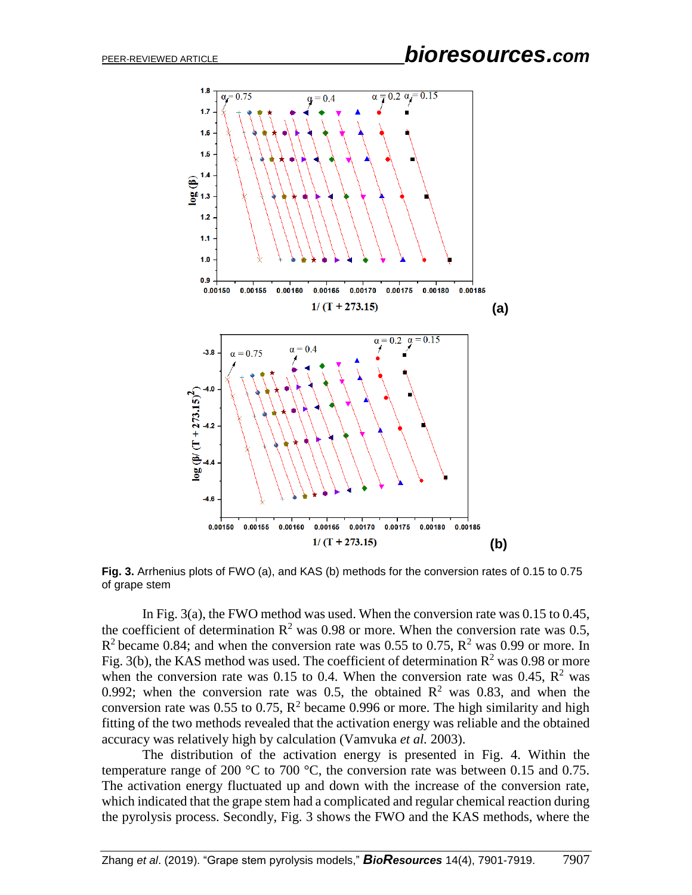**Fig. 3.** Arrhenius plots of FWO (a), and KAS (b) methods for the conversion rates of 0.15 to 0.75 of grape stem

In Fig. 3(a), the FWO method was used. When the conversion rate was 0.15 to 0.45, the coefficient of determination $R^2$ was 0.98 or more. When the conversion rate was 0.5, $R^2$ became 0.84; and when the conversion rate was 0.55 to 0.75, $R^2$ was 0.99 or more. In Fig. 3(b), the KAS method was used. The coefficient of determination $R^2$ was 0.98 or more when the conversion rate was 0.15 to 0.4. When the conversion rate was 0.45, $R^2$ was 0.992; when the conversion rate was 0.5, the obtained $R^2$ was 0.83, and when the conversion rate was 0.55 to 0.75, $R^2$ became 0.996 or more. The high similarity and high fitting of the two methods revealed that the activation energy was reliable and the obtained accuracy was relatively high by calculation (Vamvuka *et al.* 2003).

The distribution of the activation energy is presented in Fig. 4. Within the temperature range of 200 °C to 700 °C, the conversion rate was between 0.15 and 0.75. The activation energy fluctuated up and down with the increase of the conversion rate, which indicated that the grape stem had a complicated and regular chemical reaction during the pyrolysis process. Secondly, Fig. 3 shows the FWO and the KAS methods, where the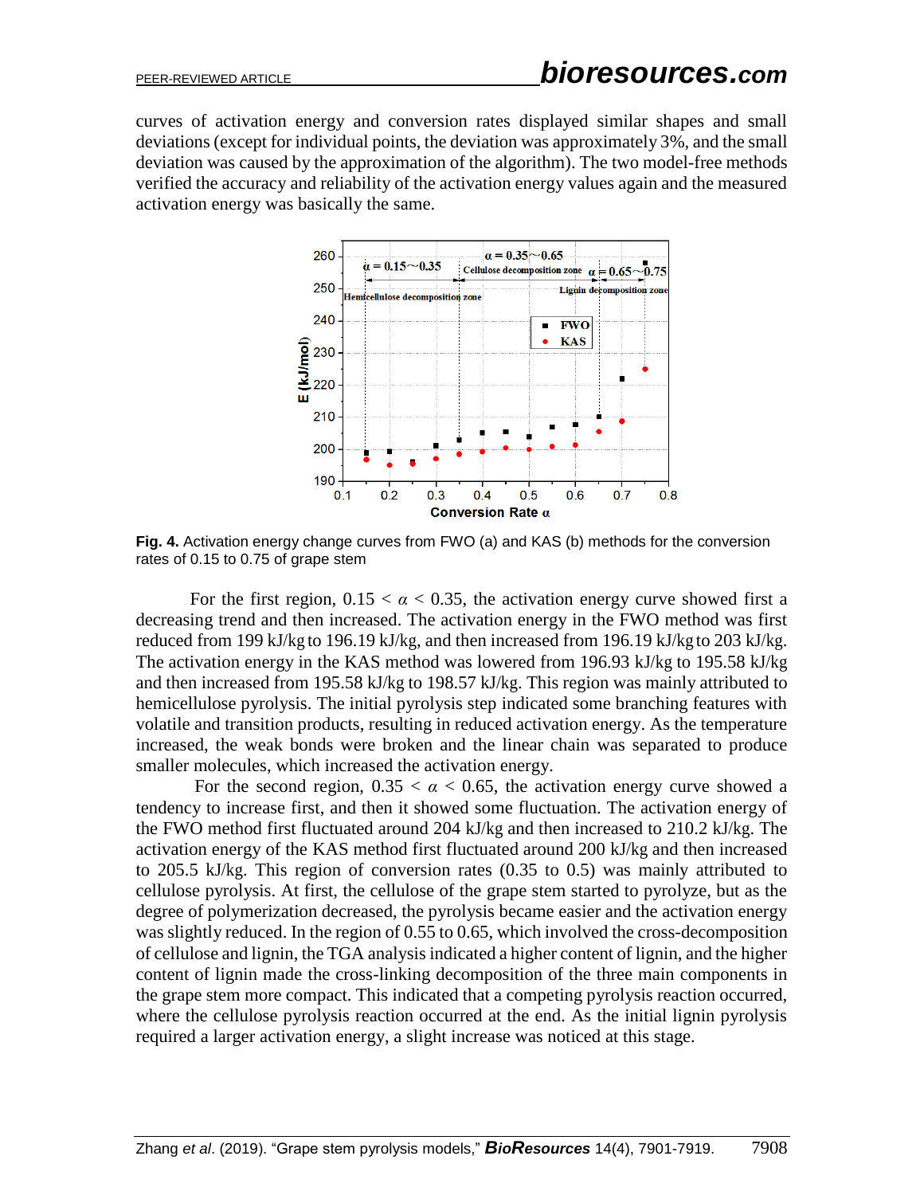curves of activation energy and conversion rates displayed similar shapes and small deviations (except for individual points, the deviation was approximately 3%, and the small deviation was caused by the approximation of the algorithm). The two model-free methods verified the accuracy and reliability of the activation energy values again and the measured activation energy was basically the same.

**Fig. 4.** Activation energy change curves from FWO (a) and KAS (b) methods for the conversion rates of 0.15 to 0.75 of grape stem

For the first region, $0.15 < \alpha < 0.35$, the activation energy curve showed first a decreasing trend and then increased. The activation energy in the FWO method was first reduced from 199 kJ/kg to 196.19 kJ/kg, and then increased from 196.19 kJ/kg to 203 kJ/kg. The activation energy in the KAS method was lowered from 196.93 kJ/kg to 195.58 kJ/kg and then increased from 195.58 kJ/kg to 198.57 kJ/kg. This region was mainly attributed to hemicellulose pyrolysis. The initial pyrolysis step indicated some branching features with volatile and transition products, resulting in reduced activation energy. As the temperature increased, the weak bonds were broken and the linear chain was separated to produce smaller molecules, which increased the activation energy.

For the second region, $0.35 < \alpha < 0.65$, the activation energy curve showed a tendency to increase first, and then it showed some fluctuation. The activation energy of the FWO method first fluctuated around 204 kJ/kg and then increased to 210.2 kJ/kg. The activation energy of the KAS method first fluctuated around 200 kJ/kg and then increased to 205.5 kJ/kg. This region of conversion rates (0.35 to 0.5) was mainly attributed to cellulose pyrolysis. At first, the cellulose of the grape stem started to pyrolyze, but as the degree of polymerization decreased, the pyrolysis became easier and the activation energy was slightly reduced. In the region of 0.55 to 0.65, which involved the cross-decomposition of cellulose and lignin, the TGA analysis indicated a higher content of lignin, and the higher content of lignin made the cross-linking decomposition of the three main components in the grape stem more compact. This indicated that a competing pyrolysis reaction occurred, where the cellulose pyrolysis reaction occurred at the end. As the initial lignin pyrolysis required a larger activation energy, a slight increase was noticed at this stage.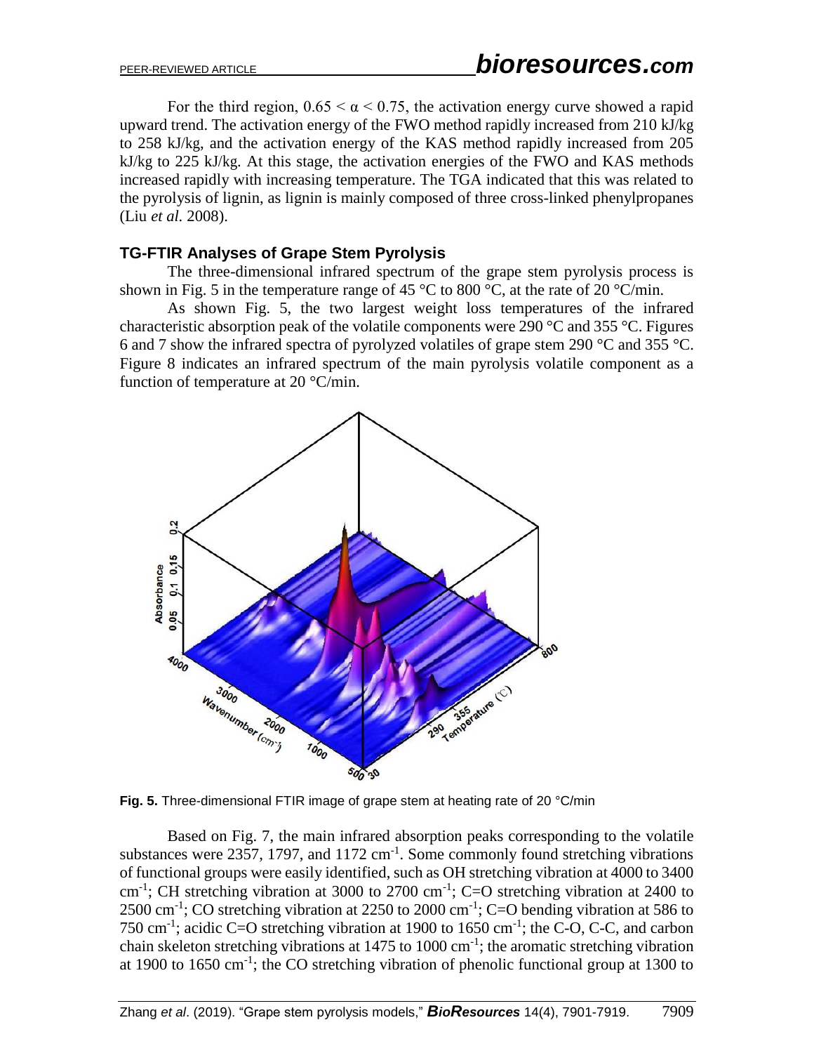For the third region, $0.65 < \alpha < 0.75$, the activation energy curve showed a rapid upward trend. The activation energy of the FWO method rapidly increased from 210 kJ/kg to 258 kJ/kg, and the activation energy of the KAS method rapidly increased from 205 kJ/kg to 225 kJ/kg. At this stage, the activation energies of the FWO and KAS methods increased rapidly with increasing temperature. The TGA indicated that this was related to the pyrolysis of lignin, as lignin is mainly composed of three cross-linked phenylpropanes (Liu *et al.* 2008).

### TG-FTIR Analyses of Grape Stem Pyrolysis

The three-dimensional infrared spectrum of the grape stem pyrolysis process is shown in Fig. 5 in the temperature range of 45 °C to 800 °C, at the rate of 20 °C/min.

As shown Fig. 5, the two largest weight loss temperatures of the infrared characteristic absorption peak of the volatile components were 290 °C and 355 °C. Figures 6 and 7 show the infrared spectra of pyrolyzed volatiles of grape stem 290 °C and 355 °C. Figure 8 indicates an infrared spectrum of the main pyrolysis volatile component as a function of temperature at 20 °C/min.

**Fig. 5.** Three-dimensional FTIR image of grape stem at heating rate of 20 °C/min

Based on Fig. 7, the main infrared absorption peaks corresponding to the volatile substances were 2357, 1797, and 1172 $cm^{-1}$. Some commonly found stretching vibrations of functional groups were easily identified, such as OH stretching vibration at 4000 to 3400 $cm^{-1}$; CH stretching vibration at 3000 to 2700 $cm^{-1}$; C=O stretching vibration at 2400 to 2500 $cm^{-1}$; CO stretching vibration at 2250 to 2000 $cm^{-1}$; C=O bending vibration at 586 to 750 $cm^{-1}$; acidic C=O stretching vibration at 1900 to 1650 $cm^{-1}$; the C-O, C-C, and carbon chain skeleton stretching vibrations at 1475 to 1000 $cm^{-1}$; the aromatic stretching vibration at 1900 to 1650 $cm^{-1}$; the CO stretching vibration of phenolic functional group at 1300 to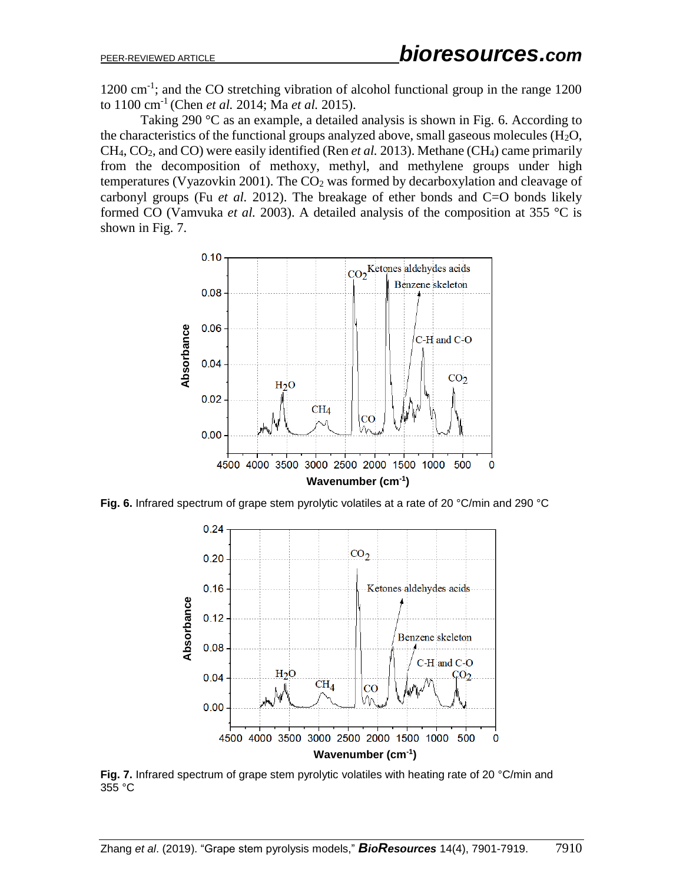1200 $cm^{-1}$; and the CO stretching vibration of alcohol functional group in the range 1200 to 1100 $cm^{-1}$ (Chen *et al.* 2014; Ma *et al.* 2015).

Taking 290 °C as an example, a detailed analysis is shown in Fig. 6. According to the characteristics of the functional groups analyzed above, small gaseous molecules ($H_2O$, $CH_4$, $CO_2$, and CO) were easily identified (Ren *et al.* 2013). Methane ($CH_4$) came primarily from the decomposition of methoxy, methyl, and methylene groups under high temperatures (Vyazovkin 2001). The $CO_2$ was formed by decarboxylation and cleavage of carbonyl groups (Fu *et al.* 2012). The breakage of ether bonds and C=O bonds likely formed CO (Vamvuka *et al.* 2003). A detailed analysis of the composition at 355 °C is shown in Fig. 7.

**Fig. 6.** Infrared spectrum of grape stem pyrolytic volatiles at a rate of 20 °C/min and 290 °C

**Fig. 7.** Infrared spectrum of grape stem pyrolytic volatiles with heating rate of 20 °C/min and 355 °C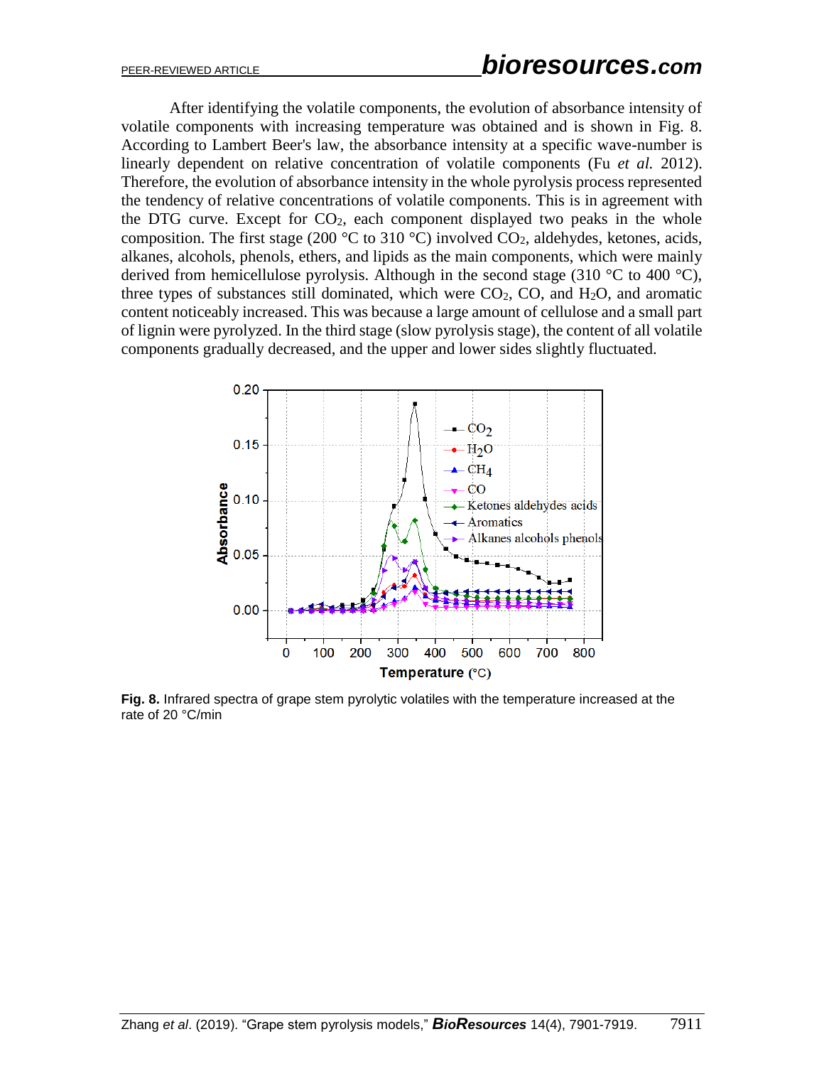After identifying the volatile components, the evolution of absorbance intensity of volatile components with increasing temperature was obtained and is shown in Fig. 8. According to Lambert Beer's law, the absorbance intensity at a specific wave-number is linearly dependent on relative concentration of volatile components (Fu *et al.* 2012). Therefore, the evolution of absorbance intensity in the whole pyrolysis process represented the tendency of relative concentrations of volatile components. This is in agreement with the DTG curve. Except for $CO_2$, each component displayed two peaks in the whole composition. The first stage (200 °C to 310 °C) involved $CO_2$, aldehydes, ketones, acids, alkanes, alcohols, phenols, ethers, and lipids as the main components, which were mainly derived from hemicellulose pyrolysis. Although in the second stage (310 °C to 400 °C), three types of substances still dominated, which were $CO_2$, CO, and $H_2O$, and aromatic content noticeably increased. This was because a large amount of cellulose and a small part of lignin were pyrolyzed. In the third stage (slow pyrolysis stage), the content of all volatile components gradually decreased, and the upper and lower sides slightly fluctuated.

**Fig. 8.** Infrared spectra of grape stem pyrolytic volatiles with the temperature increased at the rate of 20 °C/min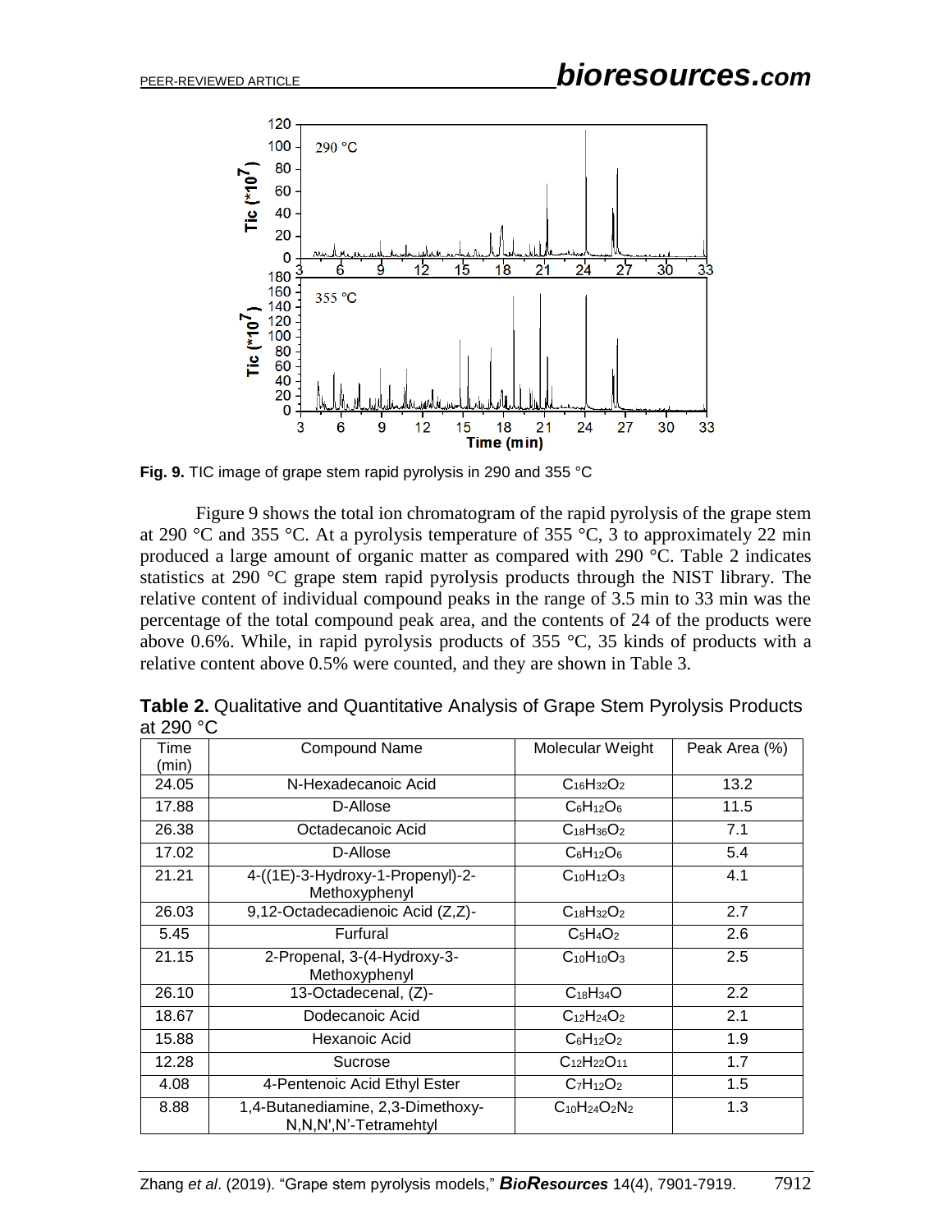**Fig. 9.** TIC image of grape stem rapid pyrolysis in 290 and 355 °C

Figure 9 shows the total ion chromatogram of the rapid pyrolysis of the grape stem at 290 °C and 355 °C. At a pyrolysis temperature of 355 °C, 3 to approximately 22 min produced a large amount of organic matter as compared with 290 °C. Table 2 indicates statistics at 290 °C grape stem rapid pyrolysis products through the NIST library. The relative content of individual compound peaks in the range of 3.5 min to 33 min was the percentage of the total compound peak area, and the contents of 24 of the products were above 0.6%. While, in rapid pyrolysis products of 355 °C, 35 kinds of products with a relative content above 0.5% were counted, and they are shown in Table 3.

**Table 2.** Qualitative and Quantitative Analysis of Grape Stem Pyrolysis Products at 290 °C

| Time (min) | Compound Name | Molecular Weight | Peak Area (%) |
|---|---|---|---|
| 24.05 | N-Hexadecanoic Acid | $C_{16}H_{32}O_2$ | 13.2 |
| 17.88 | D-Allose | $C_6H_{12}O_6$ | 11.5 |
| 26.38 | Octadecanoic Acid | $C_{18}H_{36}O_2$ | 7.1 |
| 17.02 | D-Allose | $C_6H_{12}O_6$ | 5.4 |
| 21.21 | 4-((1E)-3-Hydroxy-1-Propenyl)-2-Methoxyphenyl | $C_{10}H_{12}O_3$ | 4.1 |
| 26.03 | 9,12-Octadecadienoic Acid (Z,Z)- | $C_{18}H_{32}O_2$ | 2.7 |
| 5.45 | Furfural | $C_5H_4O_2$ | 2.6 |
| 21.15 | 2-Propenal, 3-(4-Hydroxy-3-Methoxyphenyl | $C_{10}H_{10}O_3$ | 2.5 |
| 26.10 | 13-Octadecenal, (Z)- | $C_{18}H_{34}O$ | 2.2 |
| 18.67 | Dodecanoic Acid | $C_{12}H_{24}O_2$ | 2.1 |
| 15.88 | Hexanoic Acid | $C_6H_{12}O_2$ | 1.9 |
| 12.28 | Sucrose | $C_{12}H_{22}O_{11}$ | 1.7 |
| 4.08 | 4-Pentenoic Acid Ethyl Ester | $C_7H_{12}O_2$ | 1.5 |
| 8.88 | 1,4-Butanediamine, 2,3-Dimethoxy-N,N,N',N'-Tetramehtyl | $C_{10}H_{24}O_2N_2$ | 1.3 |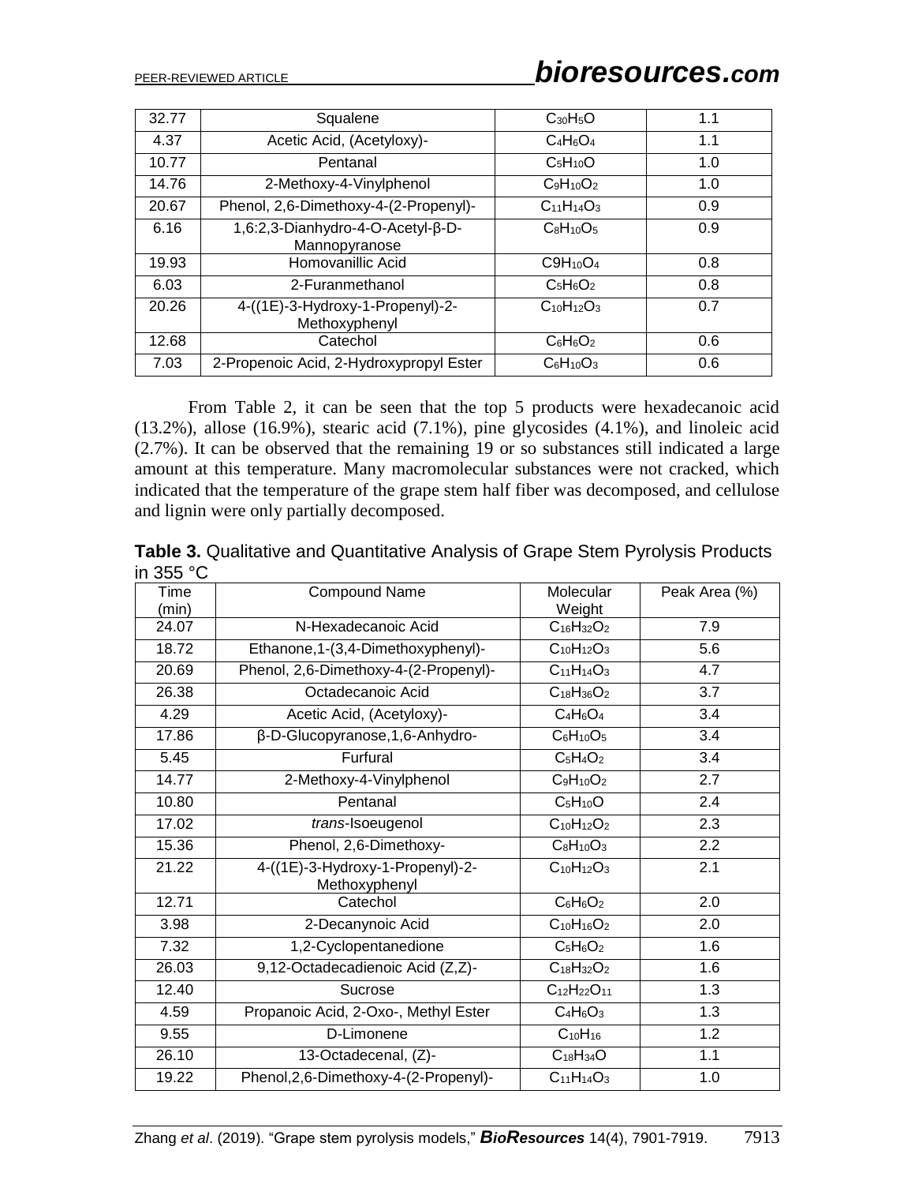| 32.77 | Squalene | $C_{30}H_5O$ | 1.1 |
|---|---|---|---|
| 4.37 | Acetic Acid, (Acetyloxy)- | $C_4H_6O_4$ | 1.1 |
| 10.77 | Pentanal | $C_5H_{10}O$ | 1.0 |
| 14.76 | 2-Methoxy-4-Vinylphenol | $C_9H_{10}O_2$ | 1.0 |
| 20.67 | Phenol, 2,6-Dimethoxy-4-(2-Propenyl)- | $C_{11}H_{14}O_3$ | 0.9 |
| 6.16 | 1,6:2,3-Dianhydro-4-O-Acetyl-β-D-Mannopyranose | $C_8H_{10}O_5$ | 0.9 |
| 19.93 | Homovanillic Acid | $C9H_{10}O_4$ | 0.8 |
| 6.03 | 2-Furanmethanol | $C_5H_6O_2$ | 0.8 |
| 20.26 | 4-((1E)-3-Hydroxy-1-Propenyl)-2-Methoxyphenyl | $C_{10}H_{12}O_3$ | 0.7 |
| 12.68 | Catechol | $C_6H_6O_2$ | 0.6 |
| 7.03 | 2-Propenoic Acid, 2-Hydroxypropyl Ester | $C_6H_{10}O_3$ | 0.6 |

From Table 2, it can be seen that the top 5 products were hexadecanoic acid (13.2%), allose (16.9%), stearic acid (7.1%), pine glycosides (4.1%), and linoleic acid (2.7%). It can be observed that the remaining 19 or so substances still indicated a large amount at this temperature. Many macromolecular substances were not cracked, which indicated that the temperature of the grape stem half fiber was decomposed, and cellulose and lignin were only partially decomposed.

**Table 3.** Qualitative and Quantitative Analysis of Grape Stem Pyrolysis Products in 355 °C

| Time (min) | Compound Name | Molecular Weight | Peak Area (%) |
|---|---|---|---|
| 24.07 | N-Hexadecanoic Acid | $C_{16}H_{32}O_2$ | 7.9 |
| 18.72 | Ethanone,1-(3,4-Dimethoxyphenyl)- | $C_{10}H_{12}O_3$ | 5.6 |
| 20.69 | Phenol, 2,6-Dimethoxy-4-(2-Propenyl)- | $C_{11}H_{14}O_3$ | 4.7 |
| 26.38 | Octadecanoic Acid | $C_{18}H_{36}O_2$ | 3.7 |
| 4.29 | Acetic Acid, (Acetyloxy)- | $C_4H_6O_4$ | 3.4 |
| 17.86 | β-D-Glucopyranose,1,6-Anhydro- | $C_6H_{10}O_5$ | 3.4 |
| 5.45 | Furfural | $C_5H_4O_2$ | 3.4 |
| 14.77 | 2-Methoxy-4-Vinylphenol | $C_9H_{10}O_2$ | 2.7 |
| 10.80 | Pentanal | $C_5H_{10}O$ | 2.4 |
| 17.02 | *trans*-Isoeugenol | $C_{10}H_{12}O_2$ | 2.3 |
| 15.36 | Phenol, 2,6-Dimethoxy- | $C_8H_{10}O_3$ | 2.2 |
| 21.22 | 4-((1E)-3-Hydroxy-1-Propenyl)-2-Methoxyphenyl | $C_{10}H_{12}O_3$ | 2.1 |
| 12.71 | Catechol | $C_6H_6O_2$ | 2.0 |
| 3.98 | 2-Decanynoic Acid | $C_{10}H_{16}O_2$ | 2.0 |
| 7.32 | 1,2-Cyclopentanedione | $C_5H_6O_2$ | 1.6 |
| 26.03 | 9,12-Octadecadienoic Acid (Z,Z)- | $C_{18}H_{32}O_2$ | 1.6 |
| 12.40 | Sucrose | $C_{12}H_{22}O_{11}$ | 1.3 |
| 4.59 | Propanoic Acid, 2-Oxo-, Methyl Ester | $C_4H_6O_3$ | 1.3 |
| 9.55 | D-Limonene | $C_{10}H_{16}$ | 1.2 |
| 26.10 | 13-Octadecenal, (Z)- | $C_{18}H_{34}O$ | 1.1 |
| 19.22 | Phenol,2,6-Dimethoxy-4-(2-Propenyl)- | $C_{11}H_{14}O_3$ | 1.0 |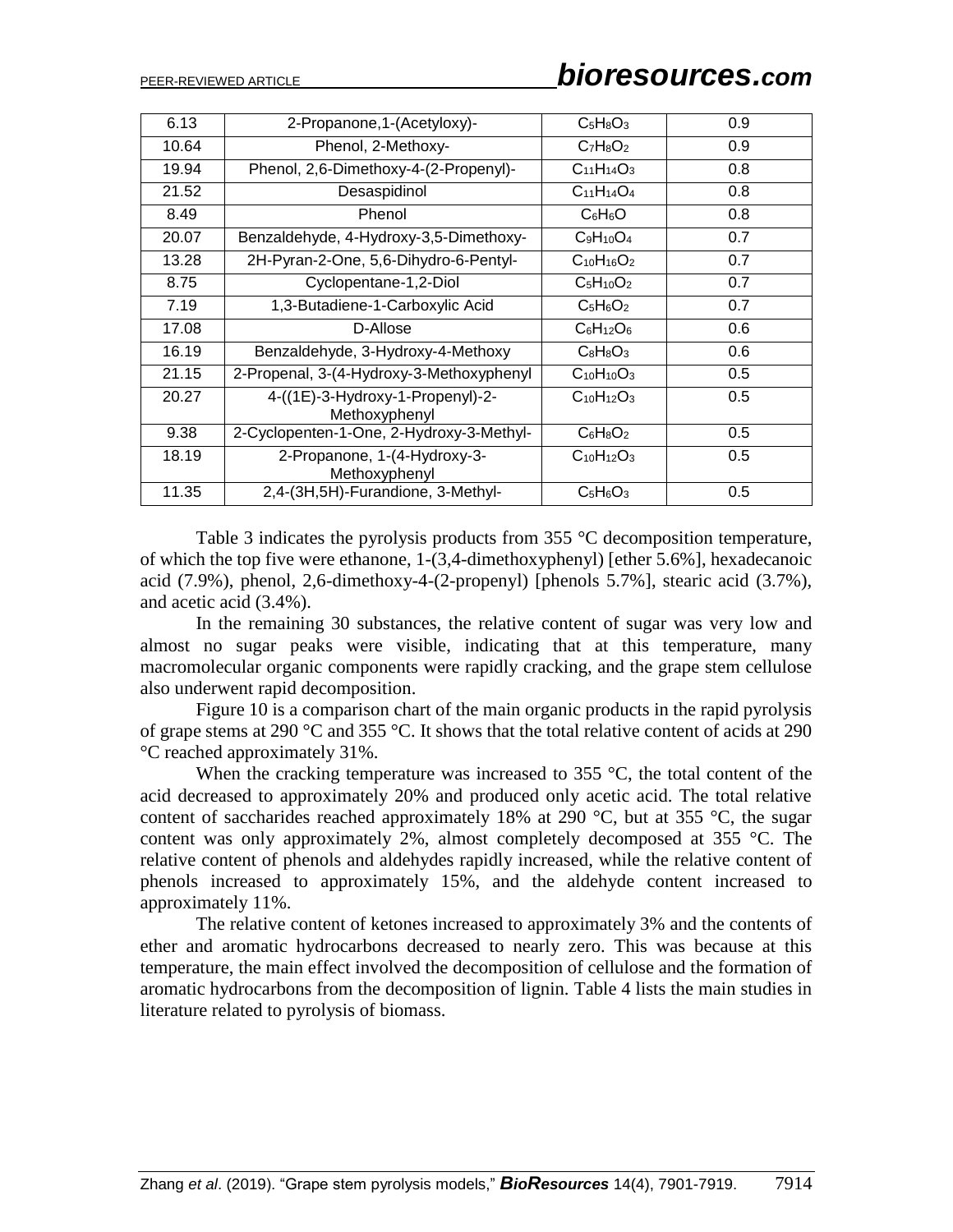| 6.13 | 2-Propanone,1-(Acetyloxy)- | $C_5H_8O_3$ | 0.9 |
|---|---|---|---|
| 10.64 | Phenol, 2-Methoxy- | $C_7H_8O_2$ | 0.9 |
| 19.94 | Phenol, 2,6-Dimethoxy-4-(2-Propenyl)- | $C_{11}H_{14}O_3$ | 0.8 |
| 21.52 | Desaspidinol | $C_{11}H_{14}O_4$ | 0.8 |
| 8.49 | Phenol | $C_6H_6O$ | 0.8 |
| 20.07 | Benzaldehyde, 4-Hydroxy-3,5-Dimethoxy- | $C_9H_{10}O_4$ | 0.7 |
| 13.28 | 2H-Pyran-2-One, 5,6-Dihydro-6-Pentyl- | $C_{10}H_{16}O_2$ | 0.7 |
| 8.75 | Cyclopentane-1,2-Diol | $C_5H_{10}O_2$ | 0.7 |
| 7.19 | 1,3-Butadiene-1-Carboxylic Acid | $C_5H_6O_2$ | 0.7 |
| 17.08 | D-Allose | $C_6H_{12}O_6$ | 0.6 |
| 16.19 | Benzaldehyde, 3-Hydroxy-4-Methoxy | $C_8H_8O_3$ | 0.6 |
| 21.15 | 2-Propenal, 3-(4-Hydroxy-3-Methoxyphenyl | $C_{10}H_{10}O_3$ | 0.5 |
| 20.27 | 4-((1E)-3-Hydroxy-1-Propenyl)-2-Methoxyphenyl | $C_{10}H_{12}O_3$ | 0.5 |
| 9.38 | 2-Cyclopenten-1-One, 2-Hydroxy-3-Methyl- | $C_6H_8O_2$ | 0.5 |
| 18.19 | 2-Propanone, 1-(4-Hydroxy-3-Methoxyphenyl | $C_{10}H_{12}O_3$ | 0.5 |
| 11.35 | 2,4-(3H,5H)-Furandione, 3-Methyl- | $C_5H_6O_3$ | 0.5 |

Table 3 indicates the pyrolysis products from 355 °C decomposition temperature, of which the top five were ethanone, 1-(3,4-dimethoxyphenyl) [ether 5.6%], hexadecanoic acid (7.9%), phenol, 2,6-dimethoxy-4-(2-propenyl) [phenols 5.7%], stearic acid (3.7%), and acetic acid (3.4%).

In the remaining 30 substances, the relative content of sugar was very low and almost no sugar peaks were visible, indicating that at this temperature, many macromolecular organic components were rapidly cracking, and the grape stem cellulose also underwent rapid decomposition.

Figure 10 is a comparison chart of the main organic products in the rapid pyrolysis of grape stems at 290 °C and 355 °C. It shows that the total relative content of acids at 290 °C reached approximately 31%.

When the cracking temperature was increased to 355 °C, the total content of the acid decreased to approximately 20% and produced only acetic acid. The total relative content of saccharides reached approximately 18% at 290 °C, but at 355 °C, the sugar content was only approximately 2%, almost completely decomposed at 355 °C. The relative content of phenols and aldehydes rapidly increased, while the relative content of phenols increased to approximately 15%, and the aldehyde content increased to approximately 11%.

The relative content of ketones increased to approximately 3% and the contents of ether and aromatic hydrocarbons decreased to nearly zero. This was because at this temperature, the main effect involved the decomposition of cellulose and the formation of aromatic hydrocarbons from the decomposition of lignin. Table 4 lists the main studies in literature related to pyrolysis of biomass.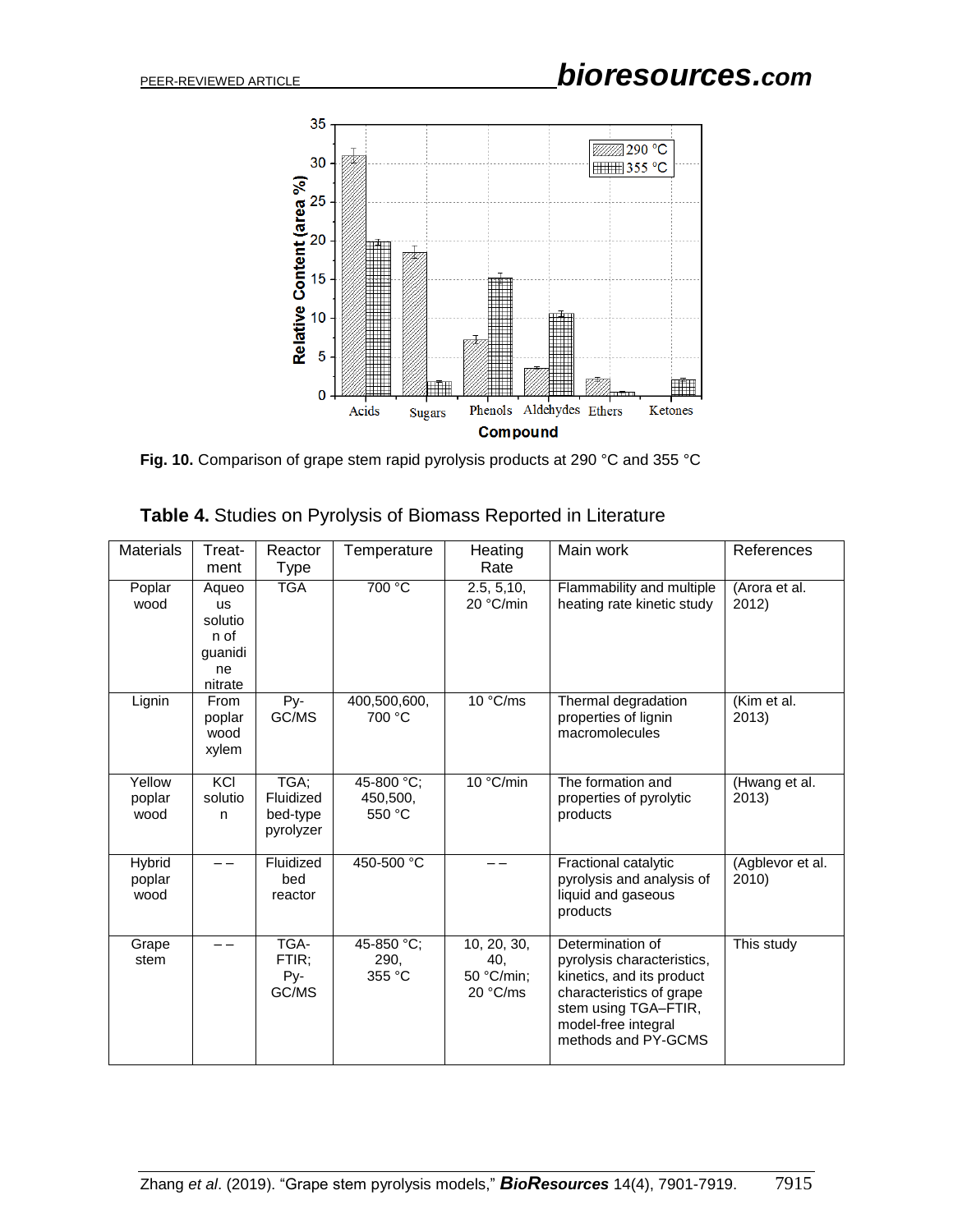**Fig. 10.** Comparison of grape stem rapid pyrolysis products at 290 °C and 355 °C

**Table 4.** Studies on Pyrolysis of Biomass Reported in Literature

| Materials | Treat-ment | Reactor Type | Temperature | Heating Rate | Main work | References |
|---|---|---|---|---|---|---|
| Poplar wood | Aqueous solution of guanidine nitrate | TGA | 700 °C | 2.5, 5,10, 20 °C/min | Flammability and multiple heating rate kinetic study | (Arora et al. 2012) |
| Lignin | From poplar wood xylem | Py-GC/MS | 400,500,600, 700 °C | 10 °C/ms | Thermal degradation properties of lignin macromolecules | (Kim et al. 2013) |
| Yellow poplar wood | KCl solution | TGA; Fluidized bed-type pyrolyzer | 45-800 °C; 450,500, 550 °C | 10 °C/min | The formation and properties of pyrolytic products | (Hwang et al. 2013) |
| Hybrid poplar wood | – – | Fluidized bed reactor | 450-500 °C | – – | Fractional catalytic pyrolysis and analysis of liquid and gaseous products | (Agblevor et al. 2010) |
| Grape stem | – – | TGA-FTIR; Py-GC/MS | 45-850 °C; 290, 355 °C | 10, 20, 30, 40, 50 °C/min; 20 °C/ms | Determination of pyrolysis characteristics, kinetics, and its product characteristics of grape stem using TGA–FTIR, model-free integral methods and PY-GCMS | This study |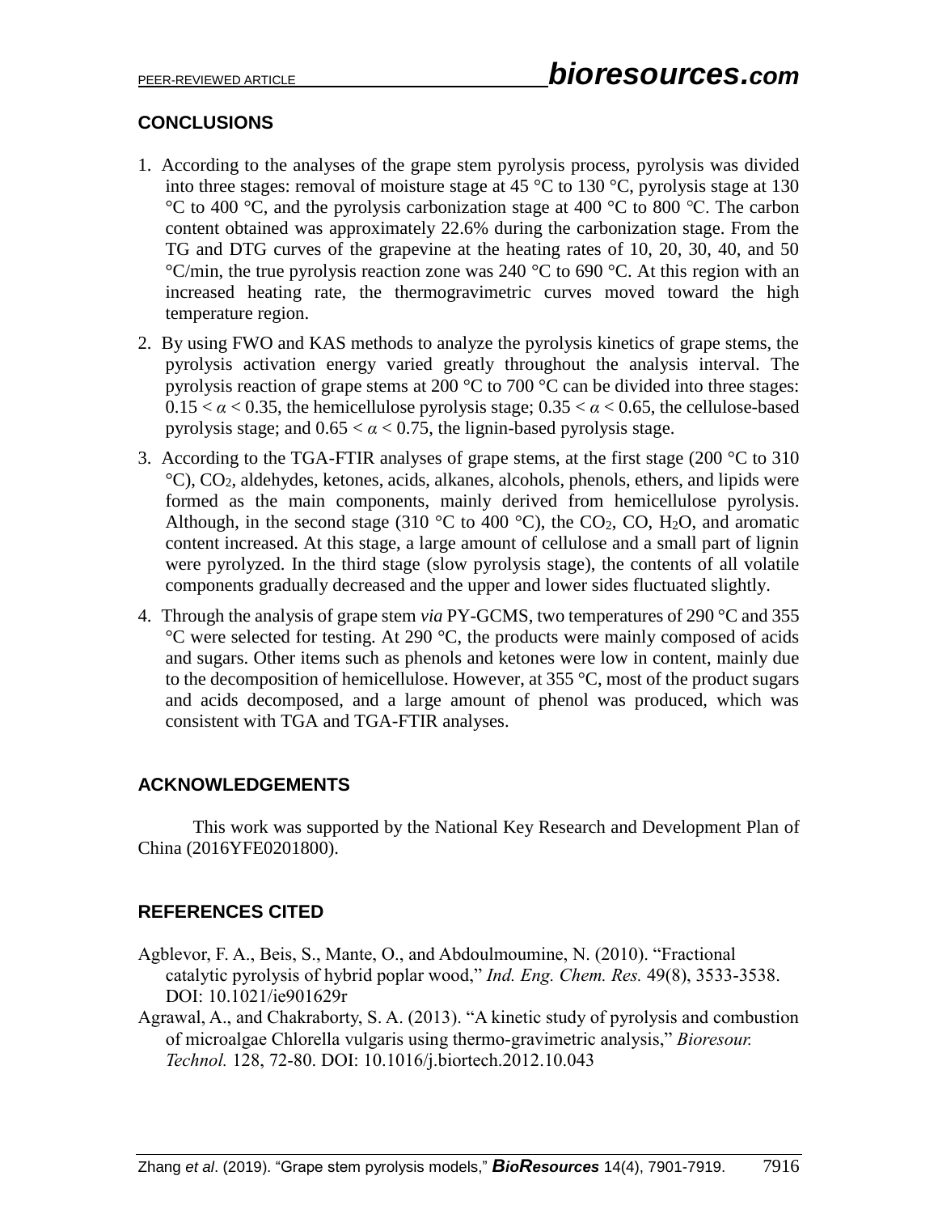## CONCLUSIONS

1. According to the analyses of the grape stem pyrolysis process, pyrolysis was divided into three stages: removal of moisture stage at 45 °C to 130 °C, pyrolysis stage at 130 °C to 400 °C, and the pyrolysis carbonization stage at 400 °C to 800 °C. The carbon content obtained was approximately 22.6% during the carbonization stage. From the TG and DTG curves of the grapevine at the heating rates of 10, 20, 30, 40, and 50 °C/min, the true pyrolysis reaction zone was 240 °C to 690 °C. At this region with an increased heating rate, the thermogravimetric curves moved toward the high temperature region.
2. By using FWO and KAS methods to analyze the pyrolysis kinetics of grape stems, the pyrolysis activation energy varied greatly throughout the analysis interval. The pyrolysis reaction of grape stems at 200 °C to 700 °C can be divided into three stages: $0.15 < \alpha < 0.35$, the hemicellulose pyrolysis stage; $0.35 < \alpha < 0.65$, the cellulose-based pyrolysis stage; and $0.65 < \alpha < 0.75$, the lignin-based pyrolysis stage.
3. According to the TGA-FTIR analyses of grape stems, at the first stage (200 °C to 310 °C), $CO_2$, aldehydes, ketones, acids, alkanes, alcohols, phenols, ethers, and lipids were formed as the main components, mainly derived from hemicellulose pyrolysis. Although, in the second stage (310 °C to 400 °C), the $CO_2$, CO, $H_2O$, and aromatic content increased. At this stage, a large amount of cellulose and a small part of lignin were pyrolyzed. In the third stage (slow pyrolysis stage), the contents of all volatile components gradually decreased and the upper and lower sides fluctuated slightly.
4. Through the analysis of grape stem *via* PY-GCMS, two temperatures of 290 °C and 355 °C were selected for testing. At 290 °C, the products were mainly composed of acids and sugars. Other items such as phenols and ketones were low in content, mainly due to the decomposition of hemicellulose. However, at 355 °C, most of the product sugars and acids decomposed, and a large amount of phenol was produced, which was consistent with TGA and TGA-FTIR analyses.

## ACKNOWLEDGEMENTS

This work was supported by the National Key Research and Development Plan of China (2016YFE0201800).

## REFERENCES CITED

Agblevor, F. A., Beis, S., Mante, O., and Abdoulmoumine, N. (2010). "Fractional catalytic pyrolysis of hybrid poplar wood," *Ind. Eng. Chem. Res.* 49(8), 3533-3538. DOI: 10.1021/ie901629r

Agrawal, A., and Chakraborty, S. A. (2013). "A kinetic study of pyrolysis and combustion of microalgae Chlorella vulgaris using thermo-gravimetric analysis," *Bioresour. Technol.* 128, 72-80. DOI: 10.1016/j.biortech.2012.10.043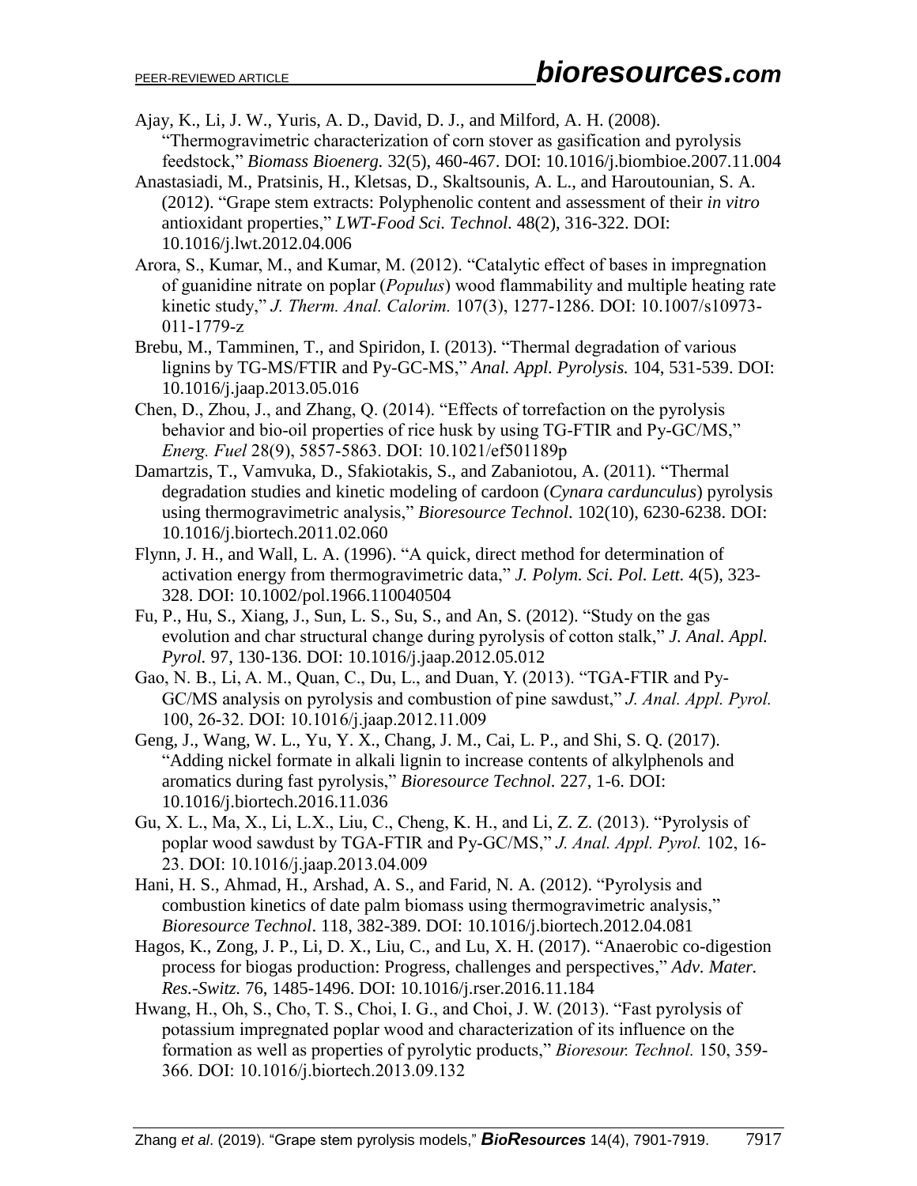Ajay, K., Li, J. W., Yuris, A. D., David, D. J., and Milford, A. H. (2008). "Thermogravimetric characterization of corn stover as gasification and pyrolysis feedstock," *Biomass Bioenerg.* 32(5), 460-467. DOI: 10.1016/j.biombioe.2007.11.004

Anastasiadi, M., Pratsinis, H., Kletsas, D., Skaltsounis, A. L., and Haroutounian, S. A. (2012). "Grape stem extracts: Polyphenolic content and assessment of their *in vitro* antioxidant properties," *LWT-Food Sci. Technol.* 48(2), 316-322. DOI: 10.1016/j.lwt.2012.04.006

Arora, S., Kumar, M., and Kumar, M. (2012). "Catalytic effect of bases in impregnation of guanidine nitrate on poplar (*Populus*) wood flammability and multiple heating rate kinetic study," *J. Therm. Anal. Calorim.* 107(3), 1277-1286. DOI: 10.1007/s10973-011-1779-z

Brebu, M., Tamminen, T., and Spiridon, I. (2013). "Thermal degradation of various lignins by TG-MS/FTIR and Py-GC-MS," *Anal. Appl. Pyrolysis.* 104, 531-539. DOI: 10.1016/j.jaap.2013.05.016

Chen, D., Zhou, J., and Zhang, Q. (2014). "Effects of torrefaction on the pyrolysis behavior and bio-oil properties of rice husk by using TG-FTIR and Py-GC/MS," *Energ. Fuel* 28(9), 5857-5863. DOI: 10.1021/ef501189p

Damartzis, T., Vamvuka, D., Sfakiotakis, S., and Zabaniotou, A. (2011). "Thermal degradation studies and kinetic modeling of cardoon (*Cynara cardunculus*) pyrolysis using thermogravimetric analysis," *Bioresource Technol.* 102(10), 6230-6238. DOI: 10.1016/j.biortech.2011.02.060

Flynn, J. H., and Wall, L. A. (1996). "A quick, direct method for determination of activation energy from thermogravimetric data," *J. Polym. Sci. Pol. Lett.* 4(5), 323-328. DOI: 10.1002/pol.1966.110040504

Fu, P., Hu, S., Xiang, J., Sun, L. S., Su, S., and An, S. (2012). "Study on the gas evolution and char structural change during pyrolysis of cotton stalk," *J. Anal. Appl. Pyrol.* 97, 130-136. DOI: 10.1016/j.jaap.2012.05.012

Gao, N. B., Li, A. M., Quan, C., Du, L., and Duan, Y. (2013). "TGA-FTIR and Py-GC/MS analysis on pyrolysis and combustion of pine sawdust," *J. Anal. Appl. Pyrol.* 100, 26-32. DOI: 10.1016/j.jaap.2012.11.009

Geng, J., Wang, W. L., Yu, Y. X., Chang, J. M., Cai, L. P., and Shi, S. Q. (2017). "Adding nickel formate in alkali lignin to increase contents of alkylphenols and aromatics during fast pyrolysis," *Bioresource Technol.* 227, 1-6. DOI: 10.1016/j.biortech.2016.11.036

Gu, X. L., Ma, X., Li, L.X., Liu, C., Cheng, K. H., and Li, Z. Z. (2013). "Pyrolysis of poplar wood sawdust by TGA-FTIR and Py-GC/MS," *J. Anal. Appl. Pyrol.* 102, 16-23. DOI: 10.1016/j.jaap.2013.04.009

Hani, H. S., Ahmad, H., Arshad, A. S., and Farid, N. A. (2012). "Pyrolysis and combustion kinetics of date palm biomass using thermogravimetric analysis," *Bioresource Technol.* 118, 382-389. DOI: 10.1016/j.biortech.2012.04.081

Hagos, K., Zong, J. P., Li, D. X., Liu, C., and Lu, X. H. (2017). "Anaerobic co-digestion process for biogas production: Progress, challenges and perspectives," *Adv. Mater. Res.-Switz.* 76, 1485-1496. DOI: 10.1016/j.rser.2016.11.184

Hwang, H., Oh, S., Cho, T. S., Choi, I. G., and Choi, J. W. (2013). "Fast pyrolysis of potassium impregnated poplar wood and characterization of its influence on the formation as well as properties of pyrolytic products," *Bioresour. Technol.* 150, 359-366. DOI: 10.1016/j.biortech.2013.09.132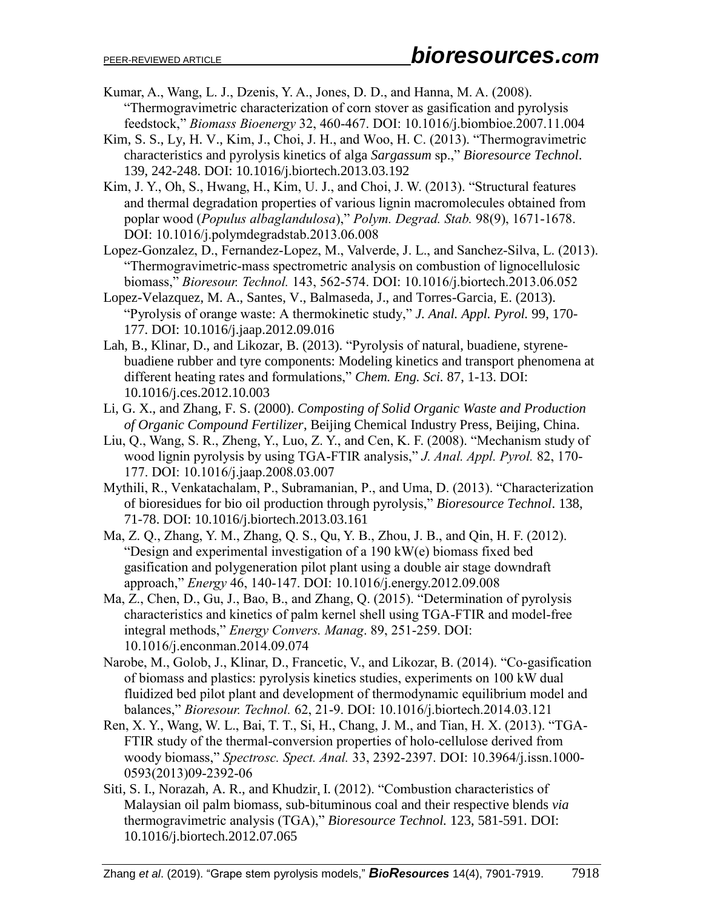Kumar, A., Wang, L. J., Dzenis, Y. A., Jones, D. D., and Hanna, M. A. (2008). "Thermogravimetric characterization of corn stover as gasification and pyrolysis feedstock," *Biomass Bioenergy* 32, 460-467. DOI: 10.1016/j.biombioe.2007.11.004

Kim, S. S., Ly, H. V., Kim, J., Choi, J. H., and Woo, H. C. (2013). "Thermogravimetric characteristics and pyrolysis kinetics of alga *Sargassum* sp.," *Bioresource Technol.* 139, 242-248. DOI: 10.1016/j.biortech.2013.03.192

Kim, J. Y., Oh, S., Hwang, H., Kim, U. J., and Choi, J. W. (2013). "Structural features and thermal degradation properties of various lignin macromolecules obtained from poplar wood (*Populus albaglandulosa*)," *Polym. Degrad. Stab.* 98(9), 1671-1678. DOI: 10.1016/j.polymdegradstab.2013.06.008

Lopez-Gonzalez, D., Fernandez-Lopez, M., Valverde, J. L., and Sanchez-Silva, L. (2013). "Thermogravimetric-mass spectrometric analysis on combustion of lignocellulosic biomass," *Bioresour. Technol.* 143, 562-574. DOI: 10.1016/j.biortech.2013.06.052

Lopez-Velazquez, M. A., Santes, V., Balmaseda, J., and Torres-Garcia, E. (2013). "Pyrolysis of orange waste: A thermokinetic study," *J. Anal. Appl. Pyrol.* 99, 170-177. DOI: 10.1016/j.jaap.2012.09.016

Lah, B., Klinar, D., and Likozar, B. (2013). "Pyrolysis of natural, buadiene, styrene-buadiene rubber and tyre components: Modeling kinetics and transport phenomena at different heating rates and formulations," *Chem. Eng. Sci.* 87, 1-13. DOI: 10.1016/j.ces.2012.10.003

Li, G. X., and Zhang, F. S. (2000). *Composting of Solid Organic Waste and Production of Organic Compound Fertilizer*, Beijing Chemical Industry Press, Beijing, China.

Liu, Q., Wang, S. R., Zheng, Y., Luo, Z. Y., and Cen, K. F. (2008). "Mechanism study of wood lignin pyrolysis by using TGA-FTIR analysis," *J. Anal. Appl. Pyrol.* 82, 170-177. DOI: 10.1016/j.jaap.2008.03.007

Mythili, R., Venkatachalam, P., Subramanian, P., and Uma, D. (2013). "Characterization of bioresidues for bio oil production through pyrolysis," *Bioresource Technol*. 138, 71-78. DOI: 10.1016/j.biortech.2013.03.161

Ma, Z. Q., Zhang, Y. M., Zhang, Q. S., Qu, Y. B., Zhou, J. B., and Qin, H. F. (2012). "Design and experimental investigation of a 190 kW(e) biomass fixed bed gasification and polygeneration pilot plant using a double air stage downdraft approach," *Energy* 46, 140-147. DOI: 10.1016/j.energy.2012.09.008

Ma, Z., Chen, D., Gu, J., Bao, B., and Zhang, Q. (2015). "Determination of pyrolysis characteristics and kinetics of palm kernel shell using TGA-FTIR and model-free integral methods," *Energy Convers. Manag*. 89, 251-259. DOI: 10.1016/j.enconman.2014.09.074

Narobe, M., Golob, J., Klinar, D., Francetic, V., and Likozar, B. (2014). "Co-gasification of biomass and plastics: pyrolysis kinetics studies, experiments on 100 kW dual fluidized bed pilot plant and development of thermodynamic equilibrium model and balances," *Bioresour. Technol.* 62, 21-9. DOI: 10.1016/j.biortech.2014.03.121

Ren, X. Y., Wang, W. L., Bai, T. T., Si, H., Chang, J. M., and Tian, H. X. (2013). "TGA-FTIR study of the thermal-conversion properties of holo-cellulose derived from woody biomass," *Spectrosc. Spect. Anal.* 33, 2392-2397. DOI: 10.3964/j.issn.1000-0593(2013)09-2392-06

Siti, S. I., Norazah, A. R., and Khudzir, I. (2012). "Combustion characteristics of Malaysian oil palm biomass, sub-bituminous coal and their respective blends *via* thermogravimetric analysis (TGA)," *Bioresource Technol.* 123, 581-591. DOI: 10.1016/j.biortech.2012.07.065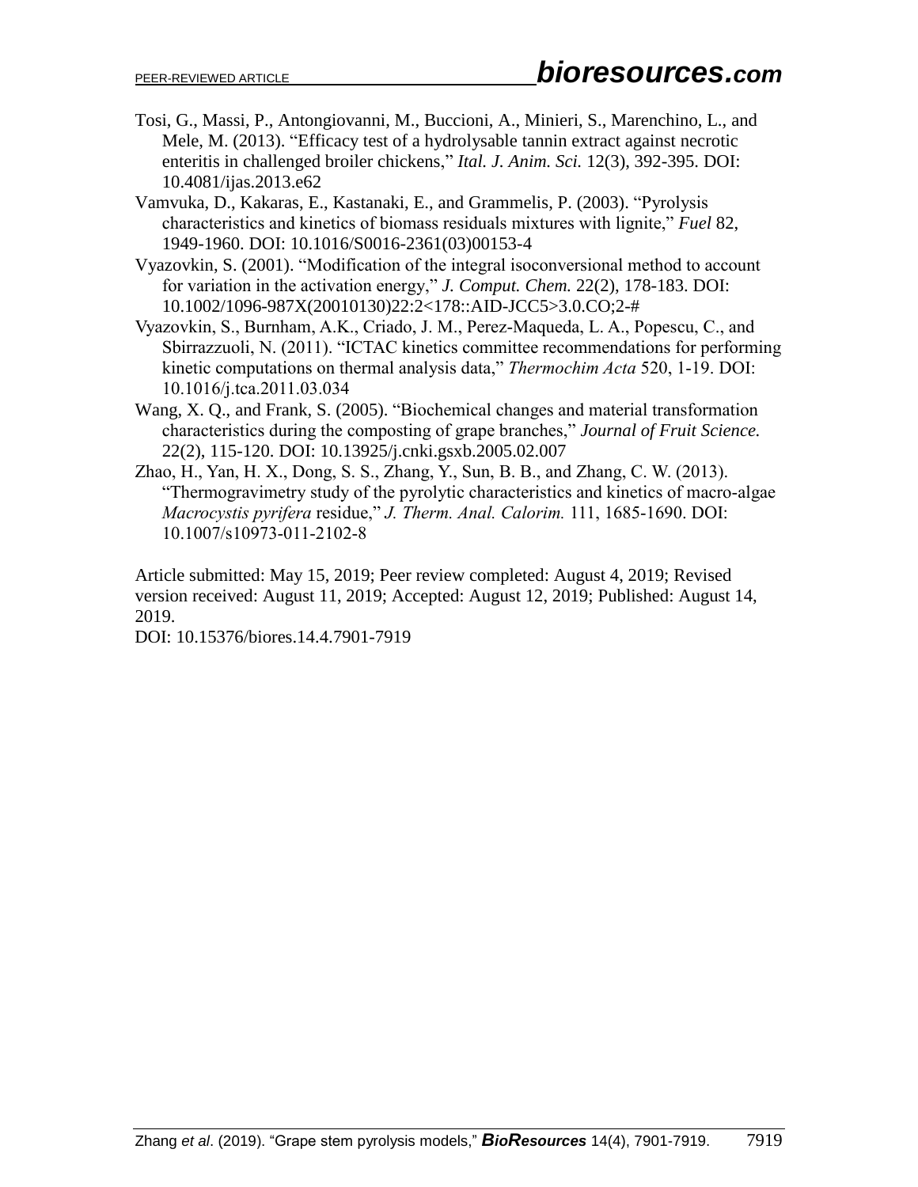Tosi, G., Massi, P., Antongiovanni, M., Buccioni, A., Minieri, S., Marenchino, L., and Mele, M. (2013). "Efficacy test of a hydrolysable tannin extract against necrotic enteritis in challenged broiler chickens," *Ital. J. Anim. Sci.* 12(3), 392-395. DOI: 10.4081/ijas.2013.e62

Vamvuka, D., Kakaras, E., Kastanaki, E., and Grammelis, P. (2003). "Pyrolysis characteristics and kinetics of biomass residuals mixtures with lignite," *Fuel* 82, 1949-1960. DOI: 10.1016/S0016-2361(03)00153-4

Vyazovkin, S. (2001). "Modification of the integral isoconversional method to account for variation in the activation energy," *J. Comput. Chem.* 22(2), 178-183. DOI: 10.1002/1096-987X(20010130)22:2<178::AID-JCC5>3.0.CO;2-#

Vyazovkin, S., Burnham, A.K., Criado, J. M., Perez-Maqueda, L. A., Popescu, C., and Sbirrazzuoli, N. (2011). "ICTAC kinetics committee recommendations for performing kinetic computations on thermal analysis data," *Thermochim Acta* 520, 1-19. DOI: 10.1016/j.tca.2011.03.034

Wang, X. Q., and Frank, S. (2005). "Biochemical changes and material transformation characteristics during the composting of grape branches," *Journal of Fruit Science.* 22(2), 115-120. DOI: 10.13925/j.cnki.gsxb.2005.02.007

Zhao, H., Yan, H. X., Dong, S. S., Zhang, Y., Sun, B. B., and Zhang, C. W. (2013). "Thermogravimetry study of the pyrolytic characteristics and kinetics of macro-algae *Macrocystis pyrifera* residue," *J. Therm. Anal. Calorim.* 111, 1685-1690. DOI: 10.1007/s10973-011-2102-8

Article submitted: May 15, 2019; Peer review completed: August 4, 2019; Revised version received: August 11, 2019; Accepted: August 12, 2019; Published: August 14, 2019.

DOI: 10.15376/biores.14.4.7901-7919